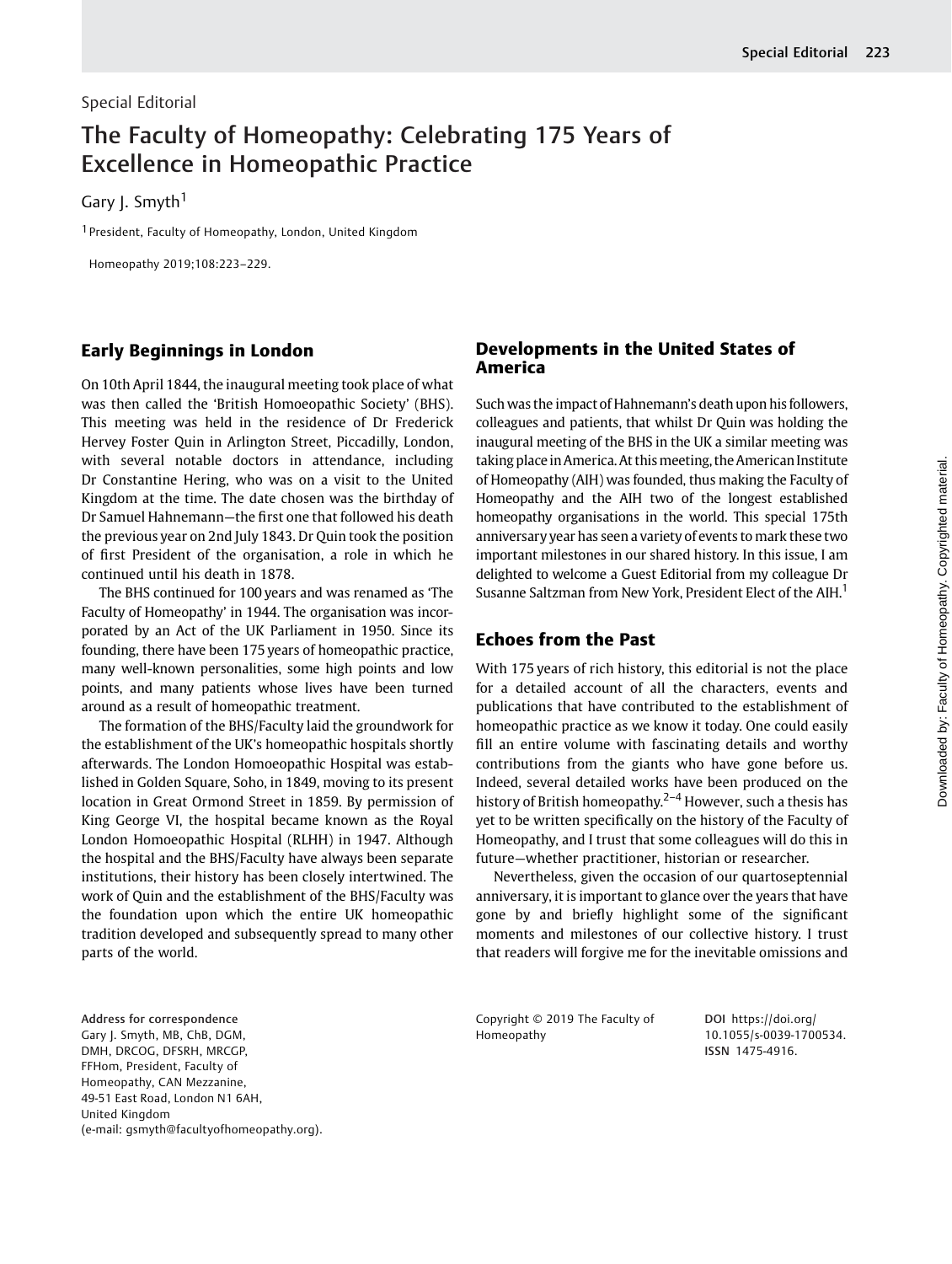Special Editorial

# The Faculty of Homeopathy: Celebrating 175 Years of Excellence in Homeopathic Practice

Gary J. Smyth[1]

[1] President, Faculty of Homeopathy, London, United Kingdom

Homeopathy 2019;108:223–229.

## Early Beginnings in London

On 10th April 1844, the inaugural meeting took place of what was then called the 'British Homoeopathic Society' (BHS). This meeting was held in the residence of Dr Frederick Hervey Foster Quin in Arlington Street, Piccadilly, London, with several notable doctors in attendance, including Dr Constantine Hering, who was on a visit to the United Kingdom at the time. The date chosen was the birthday of Dr Samuel Hahnemann—the first one that followed his death the previous year on 2nd July 1843. Dr Quin took the position of first President of the organisation, a role in which he continued until his death in 1878.

The BHS continued for 100 years and was renamed as 'The Faculty of Homeopathy' in 1944. The organisation was incorporated by an Act of the UK Parliament in 1950. Since its founding, there have been 175 years of homeopathic practice, many well-known personalities, some high points and low points, and many patients whose lives have been turned around as a result of homeopathic treatment.

The formation of the BHS/Faculty laid the groundwork for the establishment of the UK's homeopathic hospitals shortly afterwards. The London Homoeopathic Hospital was established in Golden Square, Soho, in 1849, moving to its present location in Great Ormond Street in 1859. By permission of King George VI, the hospital became known as the Royal London Homoeopathic Hospital (RLHH) in 1947. Although the hospital and the BHS/Faculty have always been separate institutions, their history has been closely intertwined. The work of Quin and the establishment of the BHS/Faculty was the foundation upon which the entire UK homeopathic tradition developed and subsequently spread to many other parts of the world.

## Developments in the United States of America

Such was the impact of Hahnemann's death upon his followers, colleagues and patients, that whilst Dr Quin was holding the inaugural meeting of the BHS in the UK a similar meeting was taking place in America. At this meeting, the American Institute of Homeopathy (AIH) was founded, thus making the Faculty of Homeopathy and the AIH two of the longest established homeopathy organisations in the world. This special 175th anniversary year has seen a variety of events to mark these two important milestones in our shared history. In this issue, I am delighted to welcome a Guest Editorial from my colleague Dr Susanne Saltzman from New York, President Elect of the AIH.[1]

## Echoes from the Past

With 175 years of rich history, this editorial is not the place for a detailed account of all the characters, events and publications that have contributed to the establishment of homeopathic practice as we know it today. One could easily fill an entire volume with fascinating details and worthy contributions from the giants who have gone before us. Indeed, several detailed works have been produced on the history of British homeopathy.[2–4] However, such a thesis has yet to be written specifically on the history of the Faculty of Homeopathy, and I trust that some colleagues will do this in future—whether practitioner, historian or researcher.

Nevertheless, given the occasion of our quartoseptennial anniversary, it is important to glance over the years that have gone by and briefly highlight some of the significant moments and milestones of our collective history. I trust that readers will forgive me for the inevitable omissions and

Address for correspondence
Gary J. Smyth, MB, ChB, DGM, DMH, DRCOG, DFSRH, MRCGP, FFHom, President, Faculty of Homeopathy, CAN Mezzanine, 49-51 East Road, London N1 6AH, United Kingdom
(e-mail: gsmyth@facultyofhomeopathy.org).

Copyright © 2019 The Faculty of Homeopathy

DOI https://doi.org/10.1055/s-0039-1700534.
ISSN 1475-4916.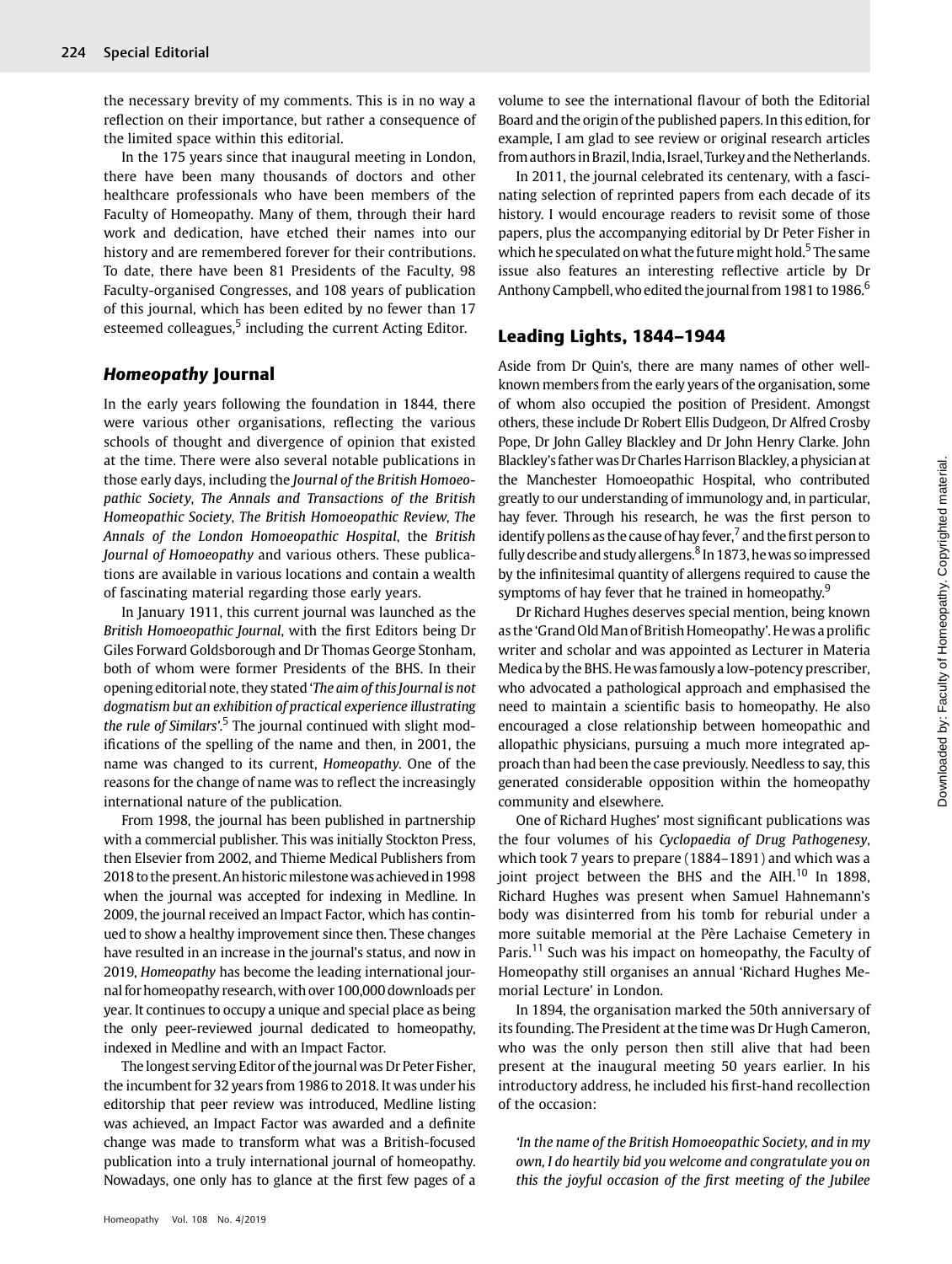the necessary brevity of my comments. This is in no way a reflection on their importance, but rather a consequence of the limited space within this editorial.

In the 175 years since that inaugural meeting in London, there have been many thousands of doctors and other healthcare professionals who have been members of the Faculty of Homeopathy. Many of them, through their hard work and dedication, have etched their names into our history and are remembered forever for their contributions. To date, there have been 81 Presidents of the Faculty, 98 Faculty-organised Congresses, and 108 years of publication of this journal, which has been edited by no fewer than 17 esteemed colleagues,[5] including the current Acting Editor.

## *Homeopathy* Journal

In the early years following the foundation in 1844, there were various other organisations, reflecting the various schools of thought and divergence of opinion that existed at the time. There were also several notable publications in those early days, including the *Journal of the British Homoeopathic Society*, *The Annals and Transactions of the British Homeopathic Society*, *The British Homoeopathic Review*, *The Annals of the London Homoeopathic Hospital*, the *British Journal of Homoeopathy* and various others. These publications are available in various locations and contain a wealth of fascinating material regarding those early years.

In January 1911, this current journal was launched as the *British Homoeopathic Journal*, with the first Editors being Dr Giles Forward Goldsborough and Dr Thomas George Stonham, both of whom were former Presidents of the BHS. In their opening editorial note, they stated '*The aim of this Journal is not dogmatism but an exhibition of practical experience illustrating the rule of Similars*'.[5] The journal continued with slight modifications of the spelling of the name and then, in 2001, the name was changed to its current, *Homeopathy*. One of the reasons for the change of name was to reflect the increasingly international nature of the publication.

From 1998, the journal has been published in partnership with a commercial publisher. This was initially Stockton Press, then Elsevier from 2002, and Thieme Medical Publishers from 2018 to the present. An historic milestone was achieved in 1998 when the journal was accepted for indexing in Medline. In 2009, the journal received an Impact Factor, which has continued to show a healthy improvement since then. These changes have resulted in an increase in the journal's status, and now in 2019, *Homeopathy* has become the leading international journal for homeopathy research, with over 100,000 downloads per year. It continues to occupy a unique and special place as being the only peer-reviewed journal dedicated to homeopathy, indexed in Medline and with an Impact Factor.

The longest serving Editor of the journal was Dr Peter Fisher, the incumbent for 32 years from 1986 to 2018. It was under his editorship that peer review was introduced, Medline listing was achieved, an Impact Factor was awarded and a definite change was made to transform what was a British-focused publication into a truly international journal of homeopathy. Nowadays, one only has to glance at the first few pages of a volume to see the international flavour of both the Editorial Board and the origin of the published papers. In this edition, for example, I am glad to see review or original research articles from authors in Brazil, India, Israel, Turkey and the Netherlands.

In 2011, the journal celebrated its centenary, with a fascinating selection of reprinted papers from each decade of its history. I would encourage readers to revisit some of those papers, plus the accompanying editorial by Dr Peter Fisher in which he speculated on what the future might hold.[5] The same issue also features an interesting reflective article by Dr Anthony Campbell, who edited the journal from 1981 to 1986.[6]

## Leading Lights, 1844–1944

Aside from Dr Quin's, there are many names of other well-known members from the early years of the organisation, some of whom also occupied the position of President. Amongst others, these include Dr Robert Ellis Dudgeon, Dr Alfred Crosby Pope, Dr John Galley Blackley and Dr John Henry Clarke. John Blackley's father was Dr Charles Harrison Blackley, a physician at the Manchester Homoeopathic Hospital, who contributed greatly to our understanding of immunology and, in particular, hay fever. Through his research, he was the first person to identify pollens as the cause of hay fever,[7] and the first person to fully describe and study allergens.[8] In 1873, he was so impressed by the infinitesimal quantity of allergens required to cause the symptoms of hay fever that he trained in homeopathy.[9]

Dr Richard Hughes deserves special mention, being known as the 'Grand Old Man of British Homeopathy'. He was a prolific writer and scholar and was appointed as Lecturer in Materia Medica by the BHS. He was famously a low-potency prescriber, who advocated a pathological approach and emphasised the need to maintain a scientific basis to homeopathy. He also encouraged a close relationship between homeopathic and allopathic physicians, pursuing a much more integrated approach than had been the case previously. Needless to say, this generated considerable opposition within the homeopathy community and elsewhere.

One of Richard Hughes' most significant publications was the four volumes of his *Cyclopaedia of Drug Pathogenesy*, which took 7 years to prepare (1884–1891) and which was a joint project between the BHS and the AIH.[10] In 1898, Richard Hughes was present when Samuel Hahnemann's body was disinterred from his tomb for reburial under a more suitable memorial at the Père Lachaise Cemetery in Paris.[11] Such was his impact on homeopathy, the Faculty of Homeopathy still organises an annual 'Richard Hughes Memorial Lecture' in London.

In 1894, the organisation marked the 50th anniversary of its founding. The President at the time was Dr Hugh Cameron, who was the only person then still alive that had been present at the inaugural meeting 50 years earlier. In his introductory address, he included his first-hand recollection of the occasion:

*'In the name of the British Homoeopathic Society, and in my own, I do heartily bid you welcome and congratulate you on this the joyful occasion of the first meeting of the Jubilee*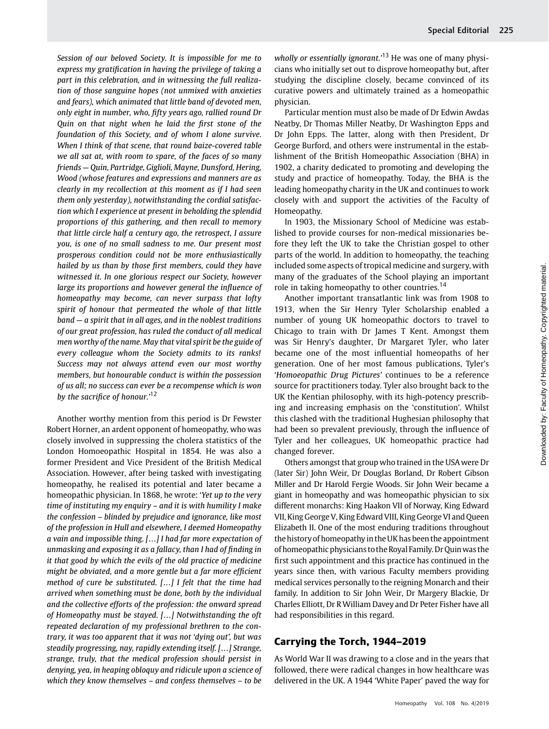*Session of our beloved Society. It is impossible for me to express my gratification in having the privilege of taking a part in this celebration, and in witnessing the full realization of those sanguine hopes (not unmixed with anxieties and fears), which animated that little band of devoted men, only eight in number, who, fifty years ago, rallied round Dr Quin on that night when he laid the first stone of the foundation of this Society, and of whom I alone survive. When I think of that scene, that round baize-covered table we all sat at, with room to spare, of the faces of so many friends — Quin, Partridge, Giglioli, Mayne, Dunsford, Hering, Wood (whose features and expressions and manners are as clearly in my recollection at this moment as if I had seen them only yesterday), notwithstanding the cordial satisfaction which I experience at present in beholding the splendid proportions of this gathering, and then recall to memory that little circle half a century ago, the retrospect, I assure you, is one of no small sadness to me. Our present most prosperous condition could not be more enthusiastically hailed by us than by those first members, could they have witnessed it. In one glorious respect our Society, however large its proportions and however general the influence of homeopathy may become, can never surpass that lofty spirit of honour that permeated the whole of that little band — a spirit that in all ages, and in the noblest traditions of our great profession, has ruled the conduct of all medical men worthy of the name. May that vital spirit be the guide of every colleague whom the Society admits to its ranks! Success may not always attend even our most worthy members, but honourable conduct is within the possession of us all; no success can ever be a recompense which is won by the sacrifice of honour.*'[12]

Another worthy mention from this period is Dr Fewster Robert Horner, an ardent opponent of homeopathy, who was closely involved in suppressing the cholera statistics of the London Homoeopathic Hospital in 1854. He was also a former President and Vice President of the British Medical Association. However, after being tasked with investigating homeopathy, he realised its potential and later became a homeopathic physician. In 1868, he wrote: '*Yet up to the very time of instituting my enquiry – and it is with humility I make the confession – blinded by prejudice and ignorance, like most of the profession in Hull and elsewhere, I deemed Homeopathy a vain and impossible thing. […] I had far more expectation of unmasking and exposing it as a fallacy, than I had of finding in it that good by which the evils of the old practice of medicine might be obviated, and a more gentle but a far more efficient method of cure be substituted. […] I felt that the time had arrived when something must be done, both by the individual and the collective efforts of the profession: the onward spread of Homeopathy must be stayed. […] Notwithstanding the oft repeated declaration of my professional brethren to the contrary, it was too apparent that it was not 'dying out', but was steadily progressing, nay, rapidly extending itself. […] Strange, strange, truly, that the medical profession should persist in denying, yea, in heaping obloquy and ridicule upon a science of which they know themselves – and confess themselves – to be wholly or essentially ignorant.*'[13] He was one of many physicians who initially set out to disprove homeopathy but, after studying the discipline closely, became convinced of its curative powers and ultimately trained as a homeopathic physician.

Particular mention must also be made of Dr Edwin Awdas Neatby, Dr Thomas Miller Neatby, Dr Washington Epps and Dr John Epps. The latter, along with then President, Dr George Burford, and others were instrumental in the establishment of the British Homeopathic Association (BHA) in 1902, a charity dedicated to promoting and developing the study and practice of homeopathy. Today, the BHA is the leading homeopathy charity in the UK and continues to work closely with and support the activities of the Faculty of Homeopathy.

In 1903, the Missionary School of Medicine was established to provide courses for non-medical missionaries before they left the UK to take the Christian gospel to other parts of the world. In addition to homeopathy, the teaching included some aspects of tropical medicine and surgery, with many of the graduates of the School playing an important role in taking homeopathy to other countries.[14]

Another important transatlantic link was from 1908 to 1913, when the Sir Henry Tyler Scholarship enabled a number of young UK homeopathic doctors to travel to Chicago to train with Dr James T Kent. Amongst them was Sir Henry's daughter, Dr Margaret Tyler, who later became one of the most influential homeopaths of her generation. One of her most famous publications, Tyler's '*Homoeopathic Drug Pictures*' continues to be a reference source for practitioners today. Tyler also brought back to the UK the Kentian philosophy, with its high-potency prescribing and increasing emphasis on the 'constitution'. Whilst this clashed with the traditional Hughesian philosophy that had been so prevalent previously, through the influence of Tyler and her colleagues, UK homeopathic practice had changed forever.

Others amongst that group who trained in the USA were Dr (later Sir) John Weir, Dr Douglas Borland, Dr Robert Gibson Miller and Dr Harold Fergie Woods. Sir John Weir became a giant in homeopathy and was homeopathic physician to six different monarchs: King Haakon VII of Norway, King Edward VII, King George V, King Edward VIII, King George VI and Queen Elizabeth II. One of the most enduring traditions throughout the history of homeopathy in the UK has been the appointment of homeopathic physicians to the Royal Family. Dr Quin was the first such appointment and this practice has continued in the years since then, with various Faculty members providing medical services personally to the reigning Monarch and their family. In addition to Sir John Weir, Dr Margery Blackie, Dr Charles Elliott, Dr R William Davey and Dr Peter Fisher have all had responsibilities in this regard.

## Carrying the Torch, 1944–2019

As World War II was drawing to a close and in the years that followed, there were radical changes in how healthcare was delivered in the UK. A 1944 'White Paper' paved the way for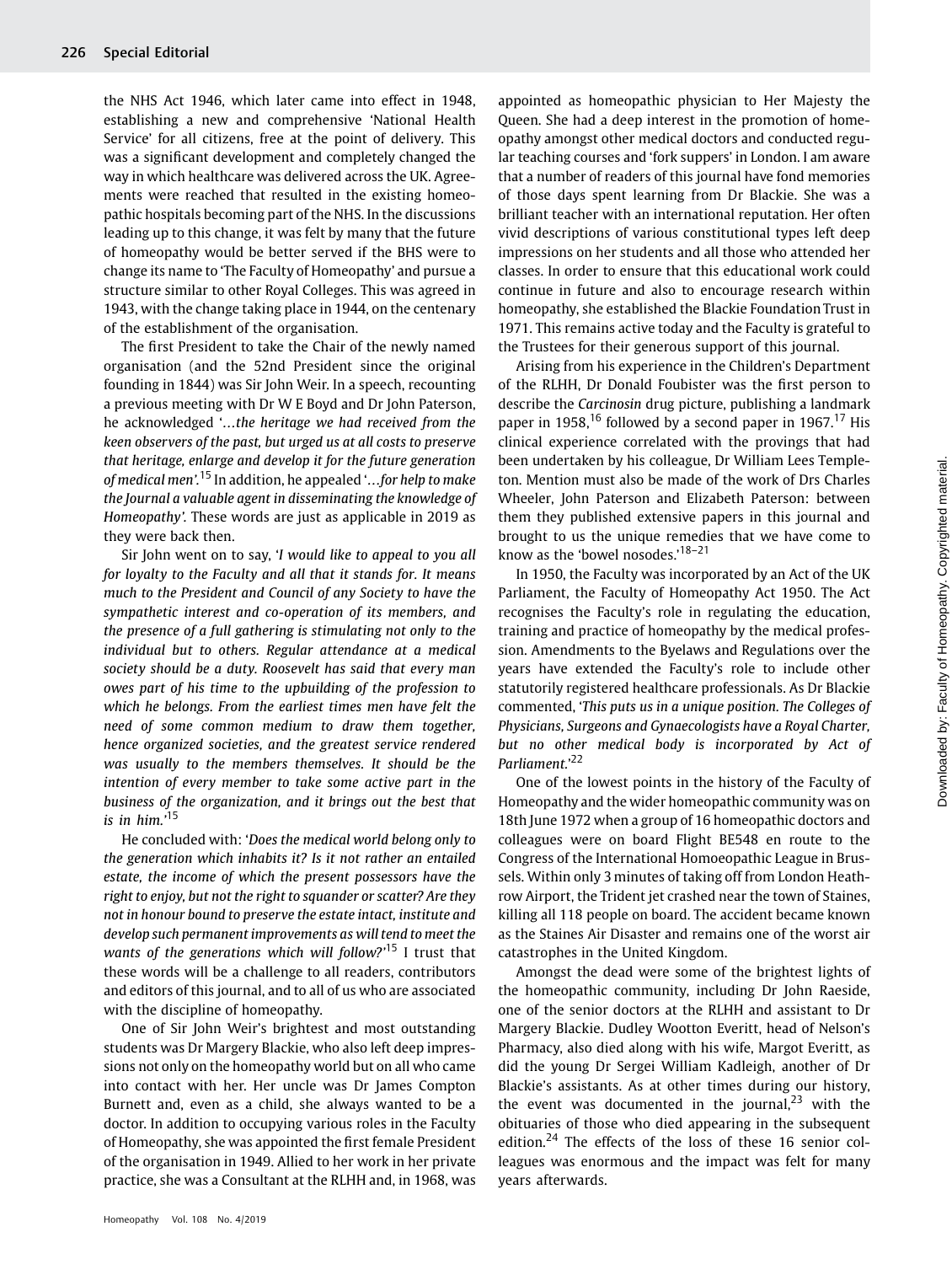the NHS Act 1946, which later came into effect in 1948, establishing a new and comprehensive 'National Health Service' for all citizens, free at the point of delivery. This was a significant development and completely changed the way in which healthcare was delivered across the UK. Agreements were reached that resulted in the existing homeopathic hospitals becoming part of the NHS. In the discussions leading up to this change, it was felt by many that the future of homeopathy would be better served if the BHS were to change its name to 'The Faculty of Homeopathy' and pursue a structure similar to other Royal Colleges. This was agreed in 1943, with the change taking place in 1944, on the centenary of the establishment of the organisation.

The first President to take the Chair of the newly named organisation (and the 52nd President since the original founding in 1844) was Sir John Weir. In a speech, recounting a previous meeting with Dr W E Boyd and Dr John Paterson, he acknowledged '*…the heritage we had received from the keen observers of the past, but urged us at all costs to preserve that heritage, enlarge and develop it for the future generation of medical men'*.[15] In addition, he appealed '*…for help to make the Journal a valuable agent in disseminating the knowledge of Homeopathy'*. These words are just as applicable in 2019 as they were back then.

Sir John went on to say, '*I would like to appeal to you all for loyalty to the Faculty and all that it stands for. It means much to the President and Council of any Society to have the sympathetic interest and co-operation of its members, and the presence of a full gathering is stimulating not only to the individual but to others. Regular attendance at a medical society should be a duty. Roosevelt has said that every man owes part of his time to the upbuilding of the profession to which he belongs. From the earliest times men have felt the need of some common medium to draw them together, hence organized societies, and the greatest service rendered was usually to the members themselves. It should be the intention of every member to take some active part in the business of the organization, and it brings out the best that is in him.*'[15]

He concluded with: '*Does the medical world belong only to the generation which inhabits it? Is it not rather an entailed estate, the income of which the present possessors have the right to enjoy, but not the right to squander or scatter? Are they not in honour bound to preserve the estate intact, institute and develop such permanent improvements as will tend to meet the wants of the generations which will follow?*'[15] I trust that these words will be a challenge to all readers, contributors and editors of this journal, and to all of us who are associated with the discipline of homeopathy.

One of Sir John Weir's brightest and most outstanding students was Dr Margery Blackie, who also left deep impressions not only on the homeopathy world but on all who came into contact with her. Her uncle was Dr James Compton Burnett and, even as a child, she always wanted to be a doctor. In addition to occupying various roles in the Faculty of Homeopathy, she was appointed the first female President of the organisation in 1949. Allied to her work in her private practice, she was a Consultant at the RLHH and, in 1968, was appointed as homeopathic physician to Her Majesty the Queen. She had a deep interest in the promotion of homeopathy amongst other medical doctors and conducted regular teaching courses and 'fork suppers' in London. I am aware that a number of readers of this journal have fond memories of those days spent learning from Dr Blackie. She was a brilliant teacher with an international reputation. Her often vivid descriptions of various constitutional types left deep impressions on her students and all those who attended her classes. In order to ensure that this educational work could continue in future and also to encourage research within homeopathy, she established the Blackie Foundation Trust in 1971. This remains active today and the Faculty is grateful to the Trustees for their generous support of this journal.

Arising from his experience in the Children's Department of the RLHH, Dr Donald Foubister was the first person to describe the *Carcinosin* drug picture, publishing a landmark paper in 1958,[16] followed by a second paper in 1967.[17] His clinical experience correlated with the provings that had been undertaken by his colleague, Dr William Lees Templeton. Mention must also be made of the work of Drs Charles Wheeler, John Paterson and Elizabeth Paterson: between them they published extensive papers in this journal and brought to us the unique remedies that we have come to know as the 'bowel nosodes.'[18–21]

In 1950, the Faculty was incorporated by an Act of the UK Parliament, the Faculty of Homeopathy Act 1950. The Act recognises the Faculty's role in regulating the education, training and practice of homeopathy by the medical profession. Amendments to the Byelaws and Regulations over the years have extended the Faculty's role to include other statutorily registered healthcare professionals. As Dr Blackie commented, '*This puts us in a unique position. The Colleges of Physicians, Surgeons and Gynaecologists have a Royal Charter, but no other medical body is incorporated by Act of Parliament.*'[22]

One of the lowest points in the history of the Faculty of Homeopathy and the wider homeopathic community was on 18th June 1972 when a group of 16 homeopathic doctors and colleagues were on board Flight BE548 en route to the Congress of the International Homoeopathic League in Brussels. Within only 3 minutes of taking off from London Heathrow Airport, the Trident jet crashed near the town of Staines, killing all 118 people on board. The accident became known as the Staines Air Disaster and remains one of the worst air catastrophes in the United Kingdom.

Amongst the dead were some of the brightest lights of the homeopathic community, including Dr John Raeside, one of the senior doctors at the RLHH and assistant to Dr Margery Blackie. Dudley Wootton Everitt, head of Nelson's Pharmacy, also died along with his wife, Margot Everitt, as did the young Dr Sergei William Kadleigh, another of Dr Blackie's assistants. As at other times during our history, the event was documented in the journal,[23] with the obituaries of those who died appearing in the subsequent edition.[24] The effects of the loss of these 16 senior colleagues was enormous and the impact was felt for many years afterwards.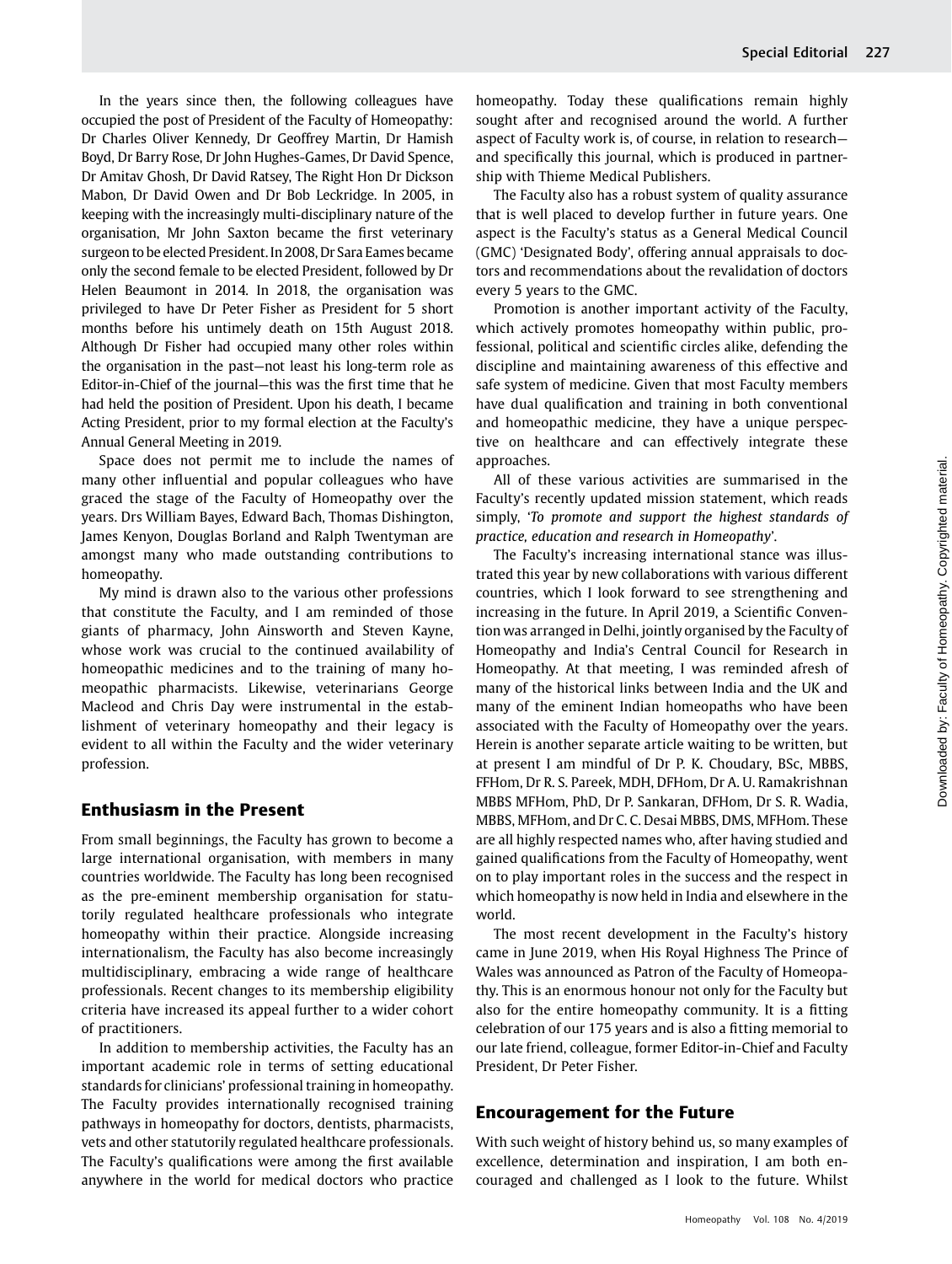In the years since then, the following colleagues have occupied the post of President of the Faculty of Homeopathy: Dr Charles Oliver Kennedy, Dr Geoffrey Martin, Dr Hamish Boyd, Dr Barry Rose, Dr John Hughes-Games, Dr David Spence, Dr Amitav Ghosh, Dr David Ratsey, The Right Hon Dr Dickson Mabon, Dr David Owen and Dr Bob Leckridge. In 2005, in keeping with the increasingly multi-disciplinary nature of the organisation, Mr John Saxton became the first veterinary surgeon to be elected President. In 2008, Dr Sara Eames became only the second female to be elected President, followed by Dr Helen Beaumont in 2014. In 2018, the organisation was privileged to have Dr Peter Fisher as President for 5 short months before his untimely death on 15th August 2018. Although Dr Fisher had occupied many other roles within the organisation in the past—not least his long-term role as Editor-in-Chief of the journal—this was the first time that he had held the position of President. Upon his death, I became Acting President, prior to my formal election at the Faculty's Annual General Meeting in 2019.

Space does not permit me to include the names of many other influential and popular colleagues who have graced the stage of the Faculty of Homeopathy over the years. Drs William Bayes, Edward Bach, Thomas Dishington, James Kenyon, Douglas Borland and Ralph Twentyman are amongst many who made outstanding contributions to homeopathy.

My mind is drawn also to the various other professions that constitute the Faculty, and I am reminded of those giants of pharmacy, John Ainsworth and Steven Kayne, whose work was crucial to the continued availability of homeopathic medicines and to the training of many homeopathic pharmacists. Likewise, veterinarians George Macleod and Chris Day were instrumental in the establishment of veterinary homeopathy and their legacy is evident to all within the Faculty and the wider veterinary profession.

## Enthusiasm in the Present

From small beginnings, the Faculty has grown to become a large international organisation, with members in many countries worldwide. The Faculty has long been recognised as the pre-eminent membership organisation for statutorily regulated healthcare professionals who integrate homeopathy within their practice. Alongside increasing internationalism, the Faculty has also become increasingly multidisciplinary, embracing a wide range of healthcare professionals. Recent changes to its membership eligibility criteria have increased its appeal further to a wider cohort of practitioners.

In addition to membership activities, the Faculty has an important academic role in terms of setting educational standards for clinicians' professional training in homeopathy. The Faculty provides internationally recognised training pathways in homeopathy for doctors, dentists, pharmacists, vets and other statutorily regulated healthcare professionals. The Faculty's qualifications were among the first available anywhere in the world for medical doctors who practice homeopathy. Today these qualifications remain highly sought after and recognised around the world. A further aspect of Faculty work is, of course, in relation to research—and specifically this journal, which is produced in partnership with Thieme Medical Publishers.

The Faculty also has a robust system of quality assurance that is well placed to develop further in future years. One aspect is the Faculty's status as a General Medical Council (GMC) 'Designated Body', offering annual appraisals to doctors and recommendations about the revalidation of doctors every 5 years to the GMC.

Promotion is another important activity of the Faculty, which actively promotes homeopathy within public, professional, political and scientific circles alike, defending the discipline and maintaining awareness of this effective and safe system of medicine. Given that most Faculty members have dual qualification and training in both conventional and homeopathic medicine, they have a unique perspective on healthcare and can effectively integrate these approaches.

All of these various activities are summarised in the Faculty's recently updated mission statement, which reads simply, '*To promote and support the highest standards of practice, education and research in Homeopathy*'.

The Faculty's increasing international stance was illustrated this year by new collaborations with various different countries, which I look forward to see strengthening and increasing in the future. In April 2019, a Scientific Convention was arranged in Delhi, jointly organised by the Faculty of Homeopathy and India's Central Council for Research in Homeopathy. At that meeting, I was reminded afresh of many of the historical links between India and the UK and many of the eminent Indian homeopaths who have been associated with the Faculty of Homeopathy over the years. Herein is another separate article waiting to be written, but at present I am mindful of Dr P. K. Choudary, BSc, MBBS, FFHom, Dr R. S. Pareek, MDH, DFHom, Dr A. U. Ramakrishnan MBBS MFHom, PhD, Dr P. Sankaran, DFHom, Dr S. R. Wadia, MBBS, MFHom, and Dr C. C. Desai MBBS, DMS, MFHom. These are all highly respected names who, after having studied and gained qualifications from the Faculty of Homeopathy, went on to play important roles in the success and the respect in which homeopathy is now held in India and elsewhere in the world.

The most recent development in the Faculty's history came in June 2019, when His Royal Highness The Prince of Wales was announced as Patron of the Faculty of Homeopathy. This is an enormous honour not only for the Faculty but also for the entire homeopathy community. It is a fitting celebration of our 175 years and is also a fitting memorial to our late friend, colleague, former Editor-in-Chief and Faculty President, Dr Peter Fisher.

## Encouragement for the Future

With such weight of history behind us, so many examples of excellence, determination and inspiration, I am both encouraged and challenged as I look to the future. Whilst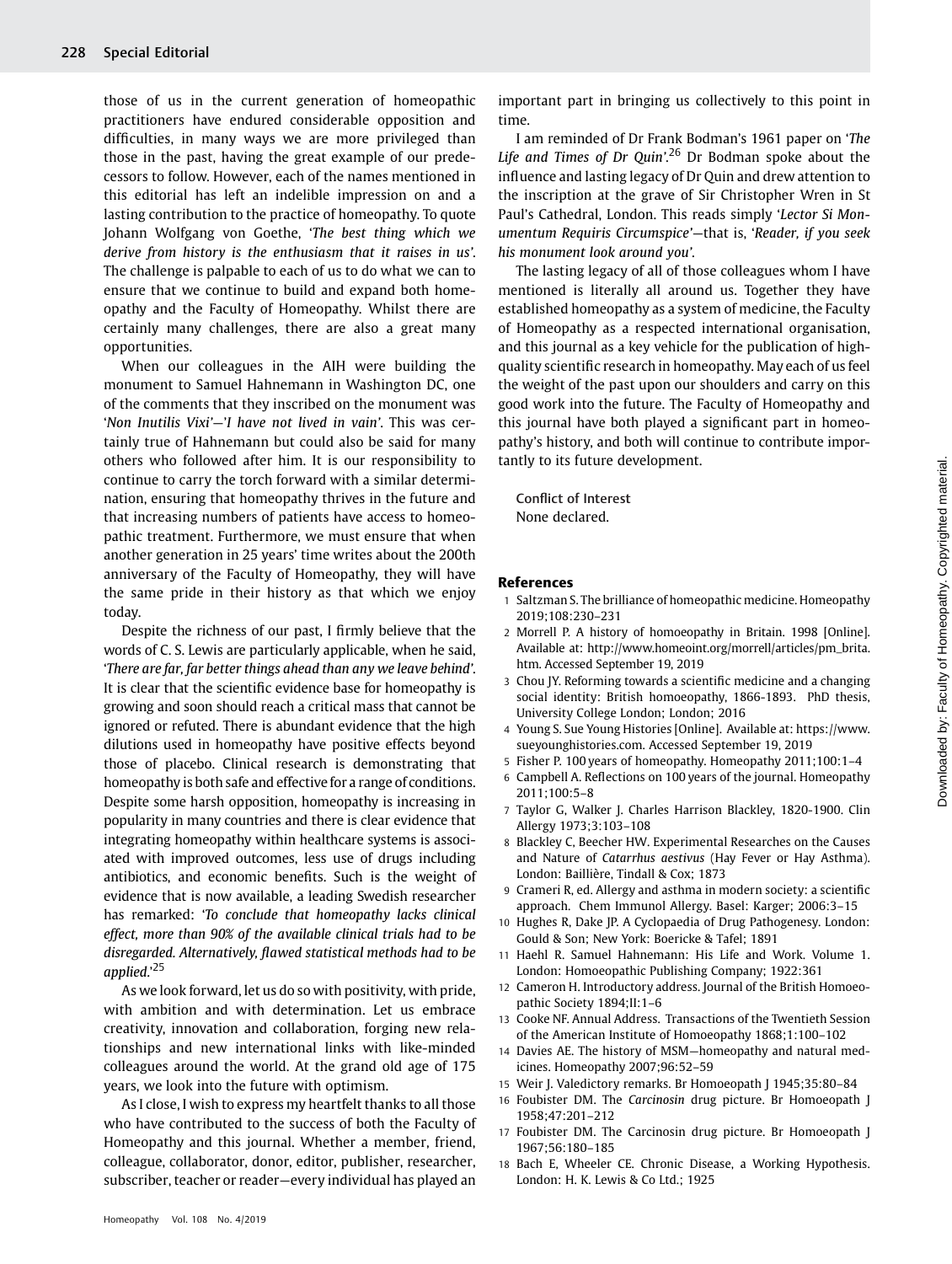those of us in the current generation of homeopathic practitioners have endured considerable opposition and difficulties, in many ways we are more privileged than those in the past, having the great example of our predecessors to follow. However, each of the names mentioned in this editorial has left an indelible impression on and a lasting contribution to the practice of homeopathy. To quote Johann Wolfgang von Goethe, '*The best thing which we derive from history is the enthusiasm that it raises in us*'. The challenge is palpable to each of us to do what we can to ensure that we continue to build and expand both homeopathy and the Faculty of Homeopathy. Whilst there are certainly many challenges, there are also a great many opportunities.

When our colleagues in the AIH were building the monument to Samuel Hahnemann in Washington DC, one of the comments that they inscribed on the monument was '*Non Inutilis Vixi*'—'*I have not lived in vain*'. This was certainly true of Hahnemann but could also be said for many others who followed after him. It is our responsibility to continue to carry the torch forward with a similar determination, ensuring that homeopathy thrives in the future and that increasing numbers of patients have access to homeopathic treatment. Furthermore, we must ensure that when another generation in 25 years' time writes about the 200th anniversary of the Faculty of Homeopathy, they will have the same pride in their history as that which we enjoy today.

Despite the richness of our past, I firmly believe that the words of C. S. Lewis are particularly applicable, when he said, '*There are far, far better things ahead than any we leave behind*'. It is clear that the scientific evidence base for homeopathy is growing and soon should reach a critical mass that cannot be ignored or refuted. There is abundant evidence that the high dilutions used in homeopathy have positive effects beyond those of placebo. Clinical research is demonstrating that homeopathy is both safe and effective for a range of conditions. Despite some harsh opposition, homeopathy is increasing in popularity in many countries and there is clear evidence that integrating homeopathy within healthcare systems is associated with improved outcomes, less use of drugs including antibiotics, and economic benefits. Such is the weight of evidence that is now available, a leading Swedish researcher has remarked: '*To conclude that homeopathy lacks clinical effect, more than 90% of the available clinical trials had to be disregarded. Alternatively, flawed statistical methods had to be applied*.'[25]

As we look forward, let us do so with positivity, with pride, with ambition and with determination. Let us embrace creativity, innovation and collaboration, forging new relationships and new international links with like-minded colleagues around the world. At the grand old age of 175 years, we look into the future with optimism.

As I close, I wish to express my heartfelt thanks to all those who have contributed to the success of both the Faculty of Homeopathy and this journal. Whether a member, friend, colleague, collaborator, donor, editor, publisher, researcher, subscriber, teacher or reader—every individual has played an important part in bringing us collectively to this point in time.

I am reminded of Dr Frank Bodman's 1961 paper on '*The Life and Times of Dr Quin*'.[26] Dr Bodman spoke about the influence and lasting legacy of Dr Quin and drew attention to the inscription at the grave of Sir Christopher Wren in St Paul's Cathedral, London. This reads simply '*Lector Si Monumentum Requiris Circumspice*'—that is, '*Reader, if you seek his monument look around you*'.

The lasting legacy of all of those colleagues whom I have mentioned is literally all around us. Together they have established homeopathy as a system of medicine, the Faculty of Homeopathy as a respected international organisation, and this journal as a key vehicle for the publication of high-quality scientific research in homeopathy. May each of us feel the weight of the past upon our shoulders and carry on this good work into the future. The Faculty of Homeopathy and this journal have both played a significant part in homeopathy's history, and both will continue to contribute importantly to its future development.

Conflict of Interest
None declared.

## References

1. Saltzman S. The brilliance of homeopathic medicine. Homeopathy 2019;108:230–231
2. Morrell P. A history of homoeopathy in Britain. 1998 [Online]. Available at: http://www.homeoint.org/morrell/articles/pm_brita.htm. Accessed September 19, 2019
3. Chou JY. Reforming towards a scientific medicine and a changing social identity: British homoeopathy, 1866-1893. PhD thesis, University College London; London; 2016
4. Young S. Sue Young Histories [Online]. Available at: https://www.sueyounghistories.com. Accessed September 19, 2019
5. Fisher P. 100 years of homeopathy. Homeopathy 2011;100:1–4
6. Campbell A. Reflections on 100 years of the journal. Homeopathy 2011;100:5–8
7. Taylor G, Walker J. Charles Harrison Blackley, 1820-1900. Clin Allergy 1973;3:103–108
8. Blackley C, Beecher HW. Experimental Researches on the Causes and Nature of *Catarrhus aestivus* (Hay Fever or Hay Asthma). London: Baillière, Tindall & Cox; 1873
9. Crameri R, ed. Allergy and asthma in modern society: a scientific approach. Chem Immunol Allergy. Basel: Karger; 2006:3–15
10. Hughes R, Dake JP. A Cyclopaedia of Drug Pathogenesy. London: Gould & Son; New York: Boericke & Tafel; 1891
11. Haehl R. Samuel Hahnemann: His Life and Work. Volume 1. London: Homoeopathic Publishing Company; 1922:361
12. Cameron H. Introductory address. Journal of the British Homoeopathic Society 1894;II:1–6
13. Cooke NF. Annual Address. Transactions of the Twentieth Session of the American Institute of Homoeopathy 1868;1:100–102
14. Davies AE. The history of MSM—homeopathy and natural medicines. Homeopathy 2007;96:52–59
15. Weir J. Valedictory remarks. Br Homoeopath J 1945;35:80–84
16. Foubister DM. The *Carcinosin* drug picture. Br Homoeopath J 1958;47:201–212
17. Foubister DM. The Carcinosin drug picture. Br Homoeopath J 1967;56:180–185
18. Bach E, Wheeler CE. Chronic Disease, a Working Hypothesis. London: H. K. Lewis & Co Ltd.; 1925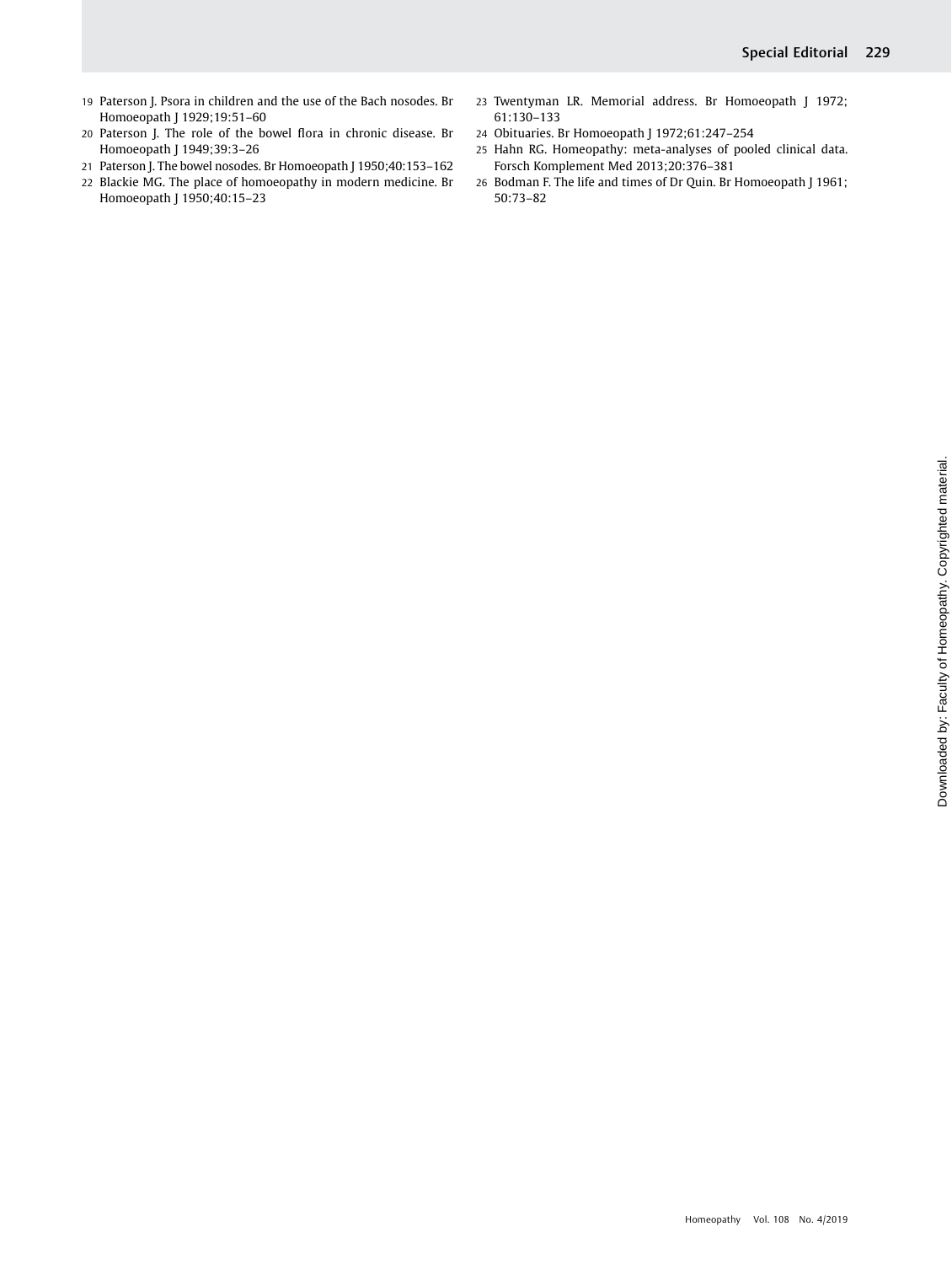19 Paterson J. Psora in children and the use of the Bach nosodes. Br Homoeopath J 1929;19:51–60
20 Paterson J. The role of the bowel flora in chronic disease. Br Homoeopath J 1949;39:3–26
21 Paterson J. The bowel nosodes. Br Homoeopath J 1950;40:153–162
22 Blackie MG. The place of homoeopathy in modern medicine. Br Homoeopath J 1950;40:15–23
23 Twentyman LR. Memorial address. Br Homoeopath J 1972; 61:130–133
24 Obituaries. Br Homoeopath J 1972;61:247–254
25 Hahn RG. Homeopathy: meta-analyses of pooled clinical data. Forsch Komplement Med 2013;20:376–381
26 Bodman F. The life and times of Dr Quin. Br Homoeopath J 1961; 50:73–82